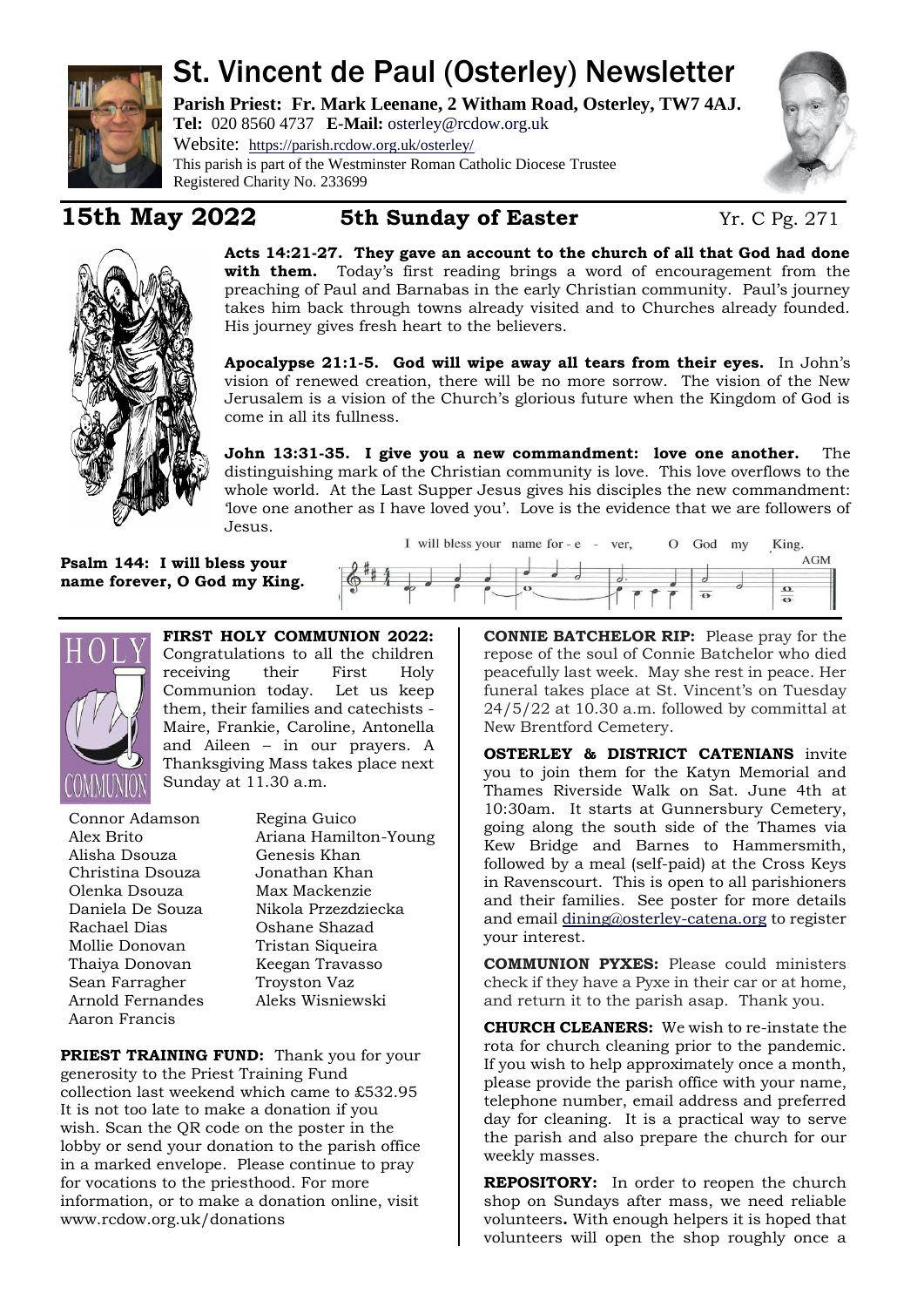# St. Vincent de Paul (Osterley) Newsletter

**Parish Priest: Fr. Mark Leenane, 2 Witham Road, Osterley, TW7 4AJ.**
**Tel:** 020 8560 4737 **E-Mail:** osterley@rcdow.org.uk
Website: https://parish.rcdow.org.uk/osterley/
This parish is part of the Westminster Roman Catholic Diocese Trustee
Registered Charity No. 233699

## 15th May 2022 — 5th Sunday of Easter — Yr. C Pg. 271

**Acts 14:21-27. They gave an account to the church of all that God had done with them.** Today's first reading brings a word of encouragement from the preaching of Paul and Barnabas in the early Christian community. Paul's journey takes him back through towns already visited and to Churches already founded. His journey gives fresh heart to the believers.

**Apocalypse 21:1-5. God will wipe away all tears from their eyes.** In John's vision of renewed creation, there will be no more sorrow. The vision of the New Jerusalem is a vision of the Church's glorious future when the Kingdom of God is come in all its fullness.

**John 13:31-35. I give you a new commandment: love one another.** The distinguishing mark of the Christian community is love. This love overflows to the whole world. At the Last Supper Jesus gives his disciples the new commandment: 'love one another as I have loved you'. Love is the evidence that we are followers of Jesus.

**Psalm 144: I will bless your name forever, O God my King.**

I will bless your name for-e - ver, O God my King. AGM

**FIRST HOLY COMMUNION 2022:** Congratulations to all the children receiving their First Holy Communion today. Let us keep them, their families and catechists - Maire, Frankie, Caroline, Antonella and Aileen – in our prayers. A Thanksgiving Mass takes place next Sunday at 11.30 a.m.

Connor Adamson
Alex Brito
Alisha Dsouza
Christina Dsouza
Olenka Dsouza
Daniela De Souza
Rachael Dias
Mollie Donovan
Thaiya Donovan
Sean Farragher
Arnold Fernandes
Aaron Francis
Regina Guico
Ariana Hamilton-Young
Genesis Khan
Jonathan Khan
Max Mackenzie
Nikola Przezdziecka
Oshane Shazad
Tristan Siqueira
Keegan Travasso
Troyston Vaz
Aleks Wisniewski

**PRIEST TRAINING FUND:** Thank you for your generosity to the Priest Training Fund collection last weekend which came to £532.95 It is not too late to make a donation if you wish. Scan the QR code on the poster in the lobby or send your donation to the parish office in a marked envelope. Please continue to pray for vocations to the priesthood. For more information, or to make a donation online, visit www.rcdow.org.uk/donations

**CONNIE BATCHELOR RIP:** Please pray for the repose of the soul of Connie Batchelor who died peacefully last week. May she rest in peace. Her funeral takes place at St. Vincent's on Tuesday 24/5/22 at 10.30 a.m. followed by committal at New Brentford Cemetery.

**OSTERLEY & DISTRICT CATENIANS** invite you to join them for the Katyn Memorial and Thames Riverside Walk on Sat. June 4th at 10:30am. It starts at Gunnersbury Cemetery, going along the south side of the Thames via Kew Bridge and Barnes to Hammersmith, followed by a meal (self-paid) at the Cross Keys in Ravenscourt. This is open to all parishioners and their families. See poster for more details and email dining@osterley-catena.org to register your interest.

**COMMUNION PYXES:** Please could ministers check if they have a Pyxe in their car or at home, and return it to the parish asap. Thank you.

**CHURCH CLEANERS:** We wish to re-instate the rota for church cleaning prior to the pandemic. If you wish to help approximately once a month, please provide the parish office with your name, telephone number, email address and preferred day for cleaning. It is a practical way to serve the parish and also prepare the church for our weekly masses.

**REPOSITORY:** In order to reopen the church shop on Sundays after mass, we need reliable volunteers**.** With enough helpers it is hoped that volunteers will open the shop roughly once a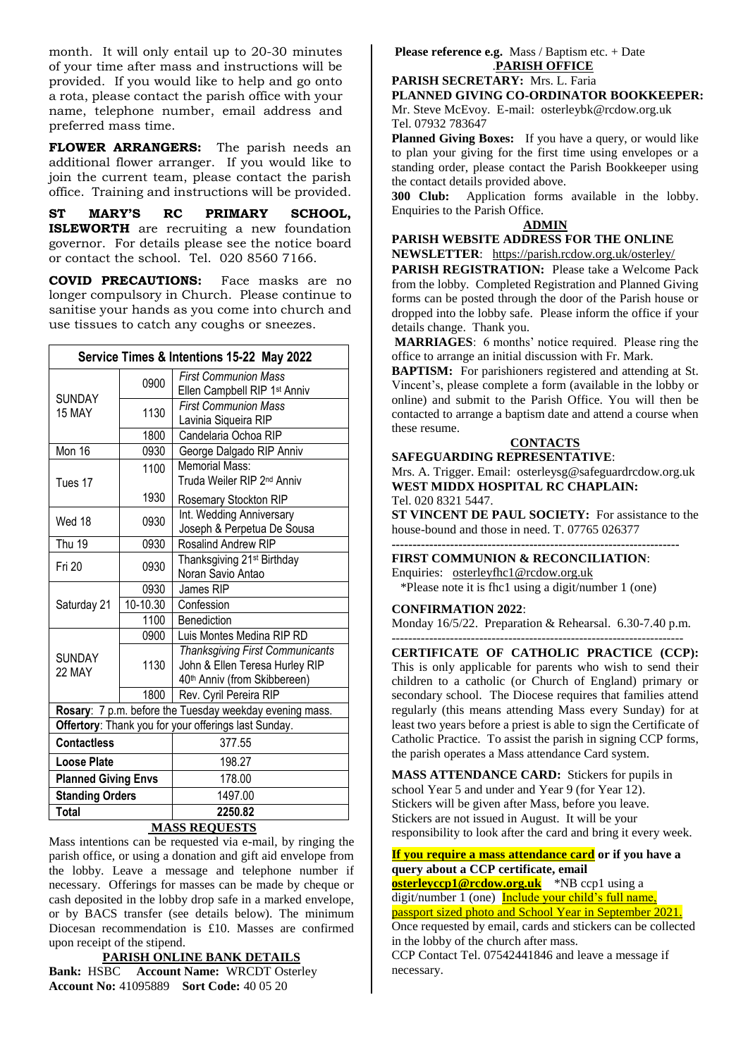month. It will only entail up to 20-30 minutes of your time after mass and instructions will be provided. If you would like to help and go onto a rota, please contact the parish office with your name, telephone number, email address and preferred mass time.

**FLOWER ARRANGERS:** The parish needs an additional flower arranger. If you would like to join the current team, please contact the parish office. Training and instructions will be provided.

**ST MARY'S RC PRIMARY SCHOOL, ISLEWORTH** are recruiting a new foundation governor. For details please see the notice board or contact the school. Tel. 020 8560 7166.

**COVID PRECAUTIONS:** Face masks are no longer compulsory in Church. Please continue to sanitise your hands as you come into church and use tissues to catch any coughs or sneezes.

| Service Times & Intentions 15-22 May 2022 | | |
|---|---|---|
| SUNDAY 15 MAY | 0900 | *First Communion Mass* Ellen Campbell RIP 1st Anniv |
| | 1130 | *First Communion Mass* Lavinia Siqueira RIP |
| | 1800 | Candelaria Ochoa RIP |
| Mon 16 | 0930 | George Dalgado RIP Anniv |
| Tues 17 | 1100 | Memorial Mass: Truda Weiler RIP 2nd Anniv |
| | 1930 | Rosemary Stockton RIP |
| Wed 18 | 0930 | Int. Wedding Anniversary Joseph & Perpetua De Sousa |
| Thu 19 | 0930 | Rosalind Andrew RIP |
| Fri 20 | 0930 | Thanksgiving 21st Birthday Noran Savio Antao |
| Saturday 21 | 0930 | James RIP |
| | 10-10.30 | Confession |
| | 1100 | Benediction |
| SUNDAY 22 MAY | 0900 | Luis Montes Medina RIP RD |
| | 1130 | *Thanksgiving First Communicants* John & Ellen Teresa Hurley RIP 40th Anniv (from Skibbereen) |
| | 1800 | Rev. Cyril Pereira RIP |
| **Rosary**: 7 p.m. before the Tuesday weekday evening mass. | | |
| **Offertory**: Thank you for your offerings last Sunday. | | |
| **Contactless** | | 377.55 |
| **Loose Plate** | | 198.27 |
| **Planned Giving Envs** | | 178.00 |
| **Standing Orders** | | 1497.00 |
| **Total** | | **2250.82** |

## MASS REQUESTS

Mass intentions can be requested via e-mail, by ringing the parish office, or using a donation and gift aid envelope from the lobby. Leave a message and telephone number if necessary. Offerings for masses can be made by cheque or cash deposited in the lobby drop safe in a marked envelope, or by BACS transfer (see details below). The minimum Diocesan recommendation is £10. Masses are confirmed upon receipt of the stipend.

## PARISH ONLINE BANK DETAILS

**Bank:** HSBC **Account Name:** WRCDT Osterley
**Account No:** 41095889 **Sort Code:** 40 05 20

**Please reference e.g.** Mass / Baptism etc. + Date

## PARISH OFFICE

**PARISH SECRETARY:** Mrs. L. Faria

**PLANNED GIVING CO-ORDINATOR BOOKKEEPER:** Mr. Steve McEvoy. E-mail: osterleybk@rcdow.org.uk Tel. 07932 783647

**Planned Giving Boxes:** If you have a query, or would like to plan your giving for the first time using envelopes or a standing order, please contact the Parish Bookkeeper using the contact details provided above.

**300 Club:** Application forms available in the lobby. Enquiries to the Parish Office.

## ADMIN

**PARISH WEBSITE ADDRESS FOR THE ONLINE NEWSLETTER**: https://parish.rcdow.org.uk/osterley/

**PARISH REGISTRATION:** Please take a Welcome Pack from the lobby. Completed Registration and Planned Giving forms can be posted through the door of the Parish house or dropped into the lobby safe. Please inform the office if your details change. Thank you.

**MARRIAGES**: 6 months' notice required. Please ring the office to arrange an initial discussion with Fr. Mark.

**BAPTISM:** For parishioners registered and attending at St. Vincent's, please complete a form (available in the lobby or online) and submit to the Parish Office. You will then be contacted to arrange a baptism date and attend a course when these resume.

## CONTACTS

**SAFEGUARDING REPRESENTATIVE**:
Mrs. A. Trigger. Email: osterleysg@safeguardrcdow.org.uk

**WEST MIDDX HOSPITAL RC CHAPLAIN:**
Tel. 020 8321 5447.

**ST VINCENT DE PAUL SOCIETY:** For assistance to the house-bound and those in need. T. 07765 026377

---

**FIRST COMMUNION & RECONCILIATION**:
Enquiries: osterleyfhc1@rcdow.org.uk
*Please note it is fhc1 using a digit/number 1 (one)

**CONFIRMATION 2022**:
Monday 16/5/22. Preparation & Rehearsal. 6.30-7.40 p.m.

---

**CERTIFICATE OF CATHOLIC PRACTICE (CCP):** This is only applicable for parents who wish to send their children to a catholic (or Church of England) primary or secondary school. The Diocese requires that families attend regularly (this means attending Mass every Sunday) for at least two years before a priest is able to sign the Certificate of Catholic Practice. To assist the parish in signing CCP forms, the parish operates a Mass attendance Card system.

**MASS ATTENDANCE CARD:** Stickers for pupils in school Year 5 and under and Year 9 (for Year 12). Stickers will be given after Mass, before you leave. Stickers are not issued in August. It will be your responsibility to look after the card and bring it every week.

**If you require a mass attendance card or if you have a query about a CCP certificate, email osterleyccp1@rcdow.org.uk** *NB ccp1 using a digit/number 1 (one) Include your child's full name, passport sized photo and School Year in September 2021.
Once requested by email, cards and stickers can be collected in the lobby of the church after mass.
CCP Contact Tel. 07542441846 and leave a message if necessary.